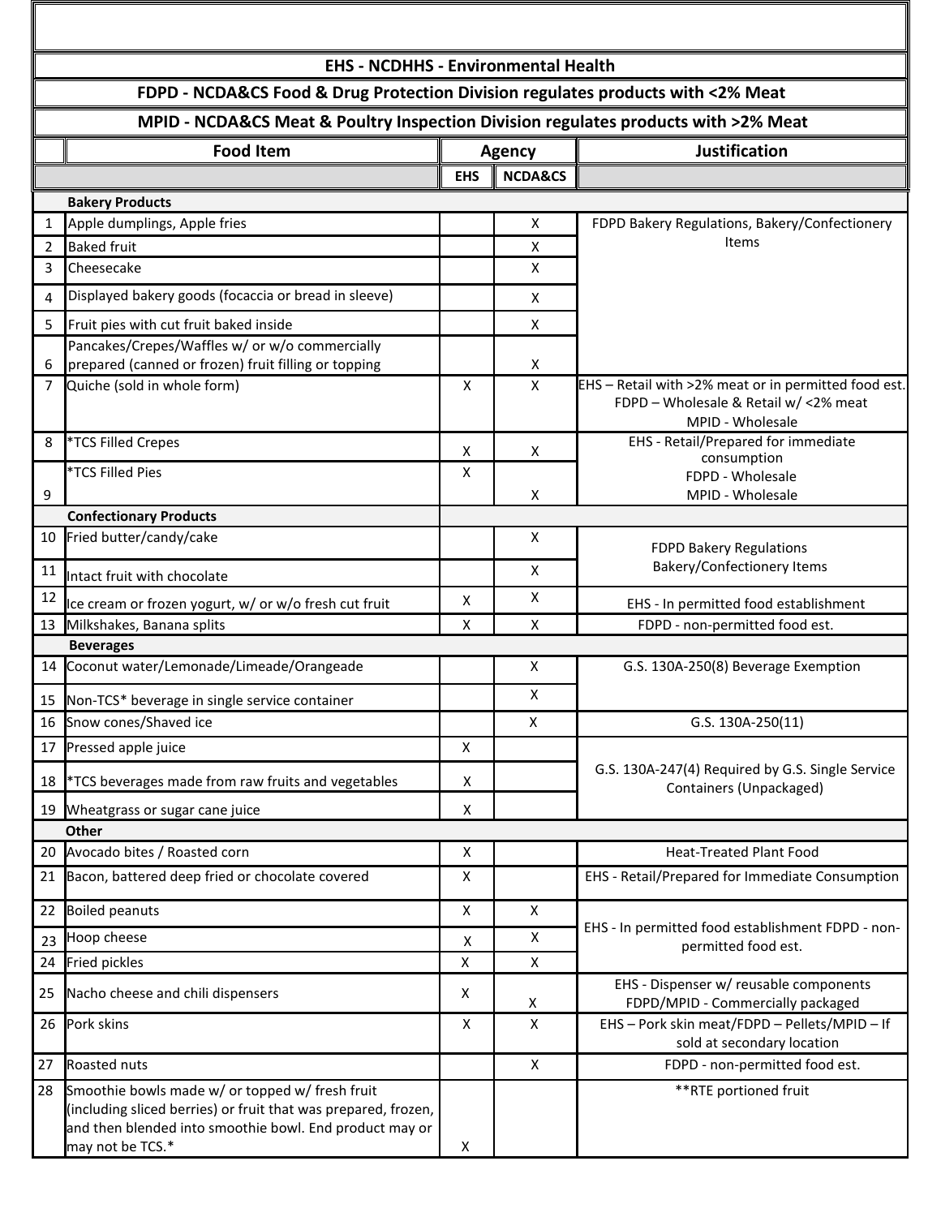**EHS - NCDHHS - Environmental Health**

**FDPD - NCDA&CS Food & Drug Protection Division regulates products with <2% Meat**

**MPID - NCDA&CS Meat & Poultry Inspection Division regulates products with >2% Meat**

| | Food Item | Agency | | Justification |
|---|---|---|---|---|
| | | EHS | NCDA&CS | |
| | **Bakery Products** | | | |
| 1 | Apple dumplings, Apple fries | | X | FDPD Bakery Regulations, Bakery/Confectionery Items |
| 2 | Baked fruit | | X | |
| 3 | Cheesecake | | X | |
| 4 | Displayed bakery goods (focaccia or bread in sleeve) | | X | |
| 5 | Fruit pies with cut fruit baked inside | | X | |
| 6 | Pancakes/Crepes/Waffles w/ or w/o commercially prepared (canned or frozen) fruit filling or topping | | X | |
| 7 | Quiche (sold in whole form) | X | X | EHS – Retail with >2% meat or in permitted food est. FDPD – Wholesale & Retail w/ <2% meat MPID - Wholesale |
| 8 | *TCS Filled Crepes | X | X | EHS - Retail/Prepared for immediate consumption FDPD - Wholesale MPID - Wholesale |
| 9 | *TCS Filled Pies | X | X | |
| | **Confectionary Products** | | | |
| 10 | Fried butter/candy/cake | | X | FDPD Bakery Regulations Bakery/Confectionery Items |
| 11 | Intact fruit with chocolate | | X | |
| 12 | Ice cream or frozen yogurt, w/ or w/o fresh cut fruit | X | X | EHS - In permitted food establishment |
| 13 | Milkshakes, Banana splits | X | X | FDPD - non-permitted food est. |
| | **Beverages** | | | |
| 14 | Coconut water/Lemonade/Limeade/Orangeade | | X | G.S. 130A-250(8) Beverage Exemption |
| 15 | Non-TCS* beverage in single service container | | X | |
| 16 | Snow cones/Shaved ice | | X | G.S. 130A-250(11) |
| 17 | Pressed apple juice | X | | G.S. 130A-247(4) Required by G.S. Single Service Containers (Unpackaged) |
| 18 | *TCS beverages made from raw fruits and vegetables | X | | |
| 19 | Wheatgrass or sugar cane juice | X | | |
| | **Other** | | | |
| 20 | Avocado bites / Roasted corn | X | | Heat-Treated Plant Food |
| 21 | Bacon, battered deep fried or chocolate covered | X | | EHS - Retail/Prepared for Immediate Consumption |
| 22 | Boiled peanuts | X | X | EHS - In permitted food establishment FDPD - non-permitted food est. |
| 23 | Hoop cheese | X | X | |
| 24 | Fried pickles | X | X | |
| 25 | Nacho cheese and chili dispensers | X | X | EHS - Dispenser w/ reusable components FDPD/MPID - Commercially packaged |
| 26 | Pork skins | X | X | EHS – Pork skin meat/FDPD – Pellets/MPID – If sold at secondary location |
| 27 | Roasted nuts | | X | FDPD - non-permitted food est. |
| 28 | Smoothie bowls made w/ or topped w/ fresh fruit (including sliced berries) or fruit that was prepared, frozen, and then blended into smoothie bowl. End product may or may not be TCS.* | X | | **RTE portioned fruit |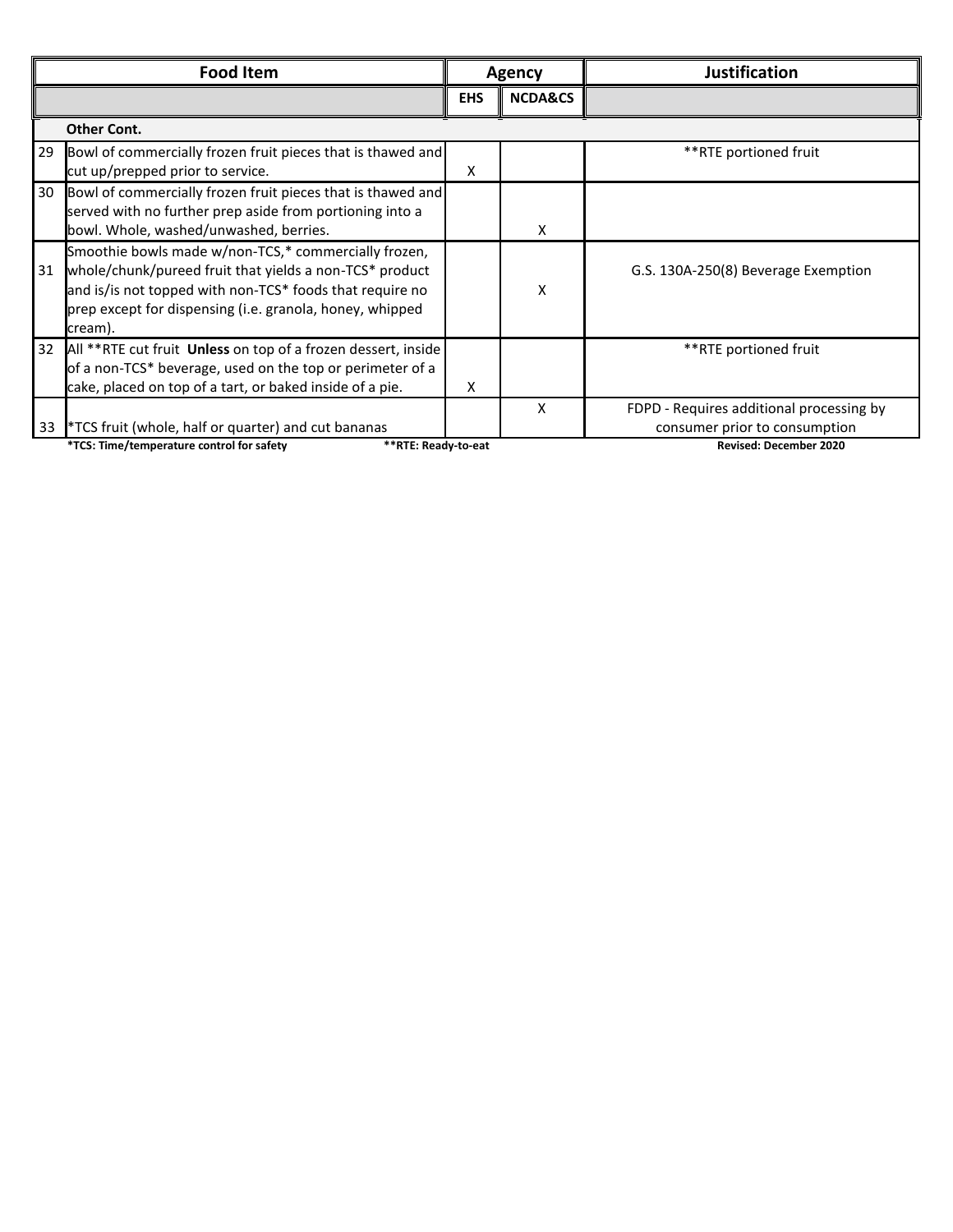| | Food Item | Agency | | Justification |
|---|---|---|---|---|
| | | EHS | NCDA&CS | |
| | **Other Cont.** | | | |
| 29 | Bowl of commercially frozen fruit pieces that is thawed and cut up/prepped prior to service. | X | | **RTE portioned fruit |
| 30 | Bowl of commercially frozen fruit pieces that is thawed and served with no further prep aside from portioning into a bowl. Whole, washed/unwashed, berries. | | X | |
| 31 | Smoothie bowls made w/non-TCS,* commercially frozen, whole/chunk/pureed fruit that yields a non-TCS* product and is/is not topped with non-TCS* foods that require no prep except for dispensing (i.e. granola, honey, whipped cream). | | X | G.S. 130A-250(8) Beverage Exemption |
| 32 | All **RTE cut fruit **Unless** on top of a frozen dessert, inside of a non-TCS* beverage, used on the top or perimeter of a cake, placed on top of a tart, or baked inside of a pie. | X | | **RTE portioned fruit |
| 33 | *TCS fruit (whole, half or quarter) and cut bananas | | X | FDPD - Requires additional processing by consumer prior to consumption |

**\*TCS: Time/temperature control for safety** **\*\*RTE: Ready-to-eat** **Revised: December 2020**